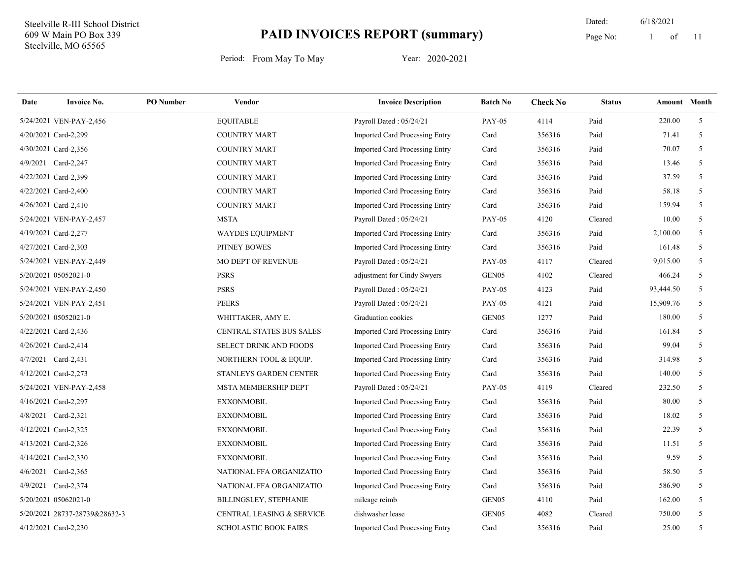Steelville R-III School District
609 W Main PO Box 339
Steelville, MO 65565

# PAID INVOICES REPORT (summary)

Dated: 6/18/2021

Period: From May To May    Year: 2020-2021

| Date | Invoice No. | PO Number | Vendor | Invoice Description | Batch No | Check No | Status | Amount | Month |
|---|---|---|---|---|---|---|---|---|---|
| 5/24/2021 | VEN-PAY-2,456 | | EQUITABLE | Payroll Dated : 05/24/21 | PAY-05 | 4114 | Paid | 220.00 | 5 |
| 4/20/2021 | Card-2,299 | | COUNTRY MART | Imported Card Processing Entry | Card | 356316 | Paid | 71.41 | 5 |
| 4/30/2021 | Card-2,356 | | COUNTRY MART | Imported Card Processing Entry | Card | 356316 | Paid | 70.07 | 5 |
| 4/9/2021 | Card-2,247 | | COUNTRY MART | Imported Card Processing Entry | Card | 356316 | Paid | 13.46 | 5 |
| 4/22/2021 | Card-2,399 | | COUNTRY MART | Imported Card Processing Entry | Card | 356316 | Paid | 37.59 | 5 |
| 4/22/2021 | Card-2,400 | | COUNTRY MART | Imported Card Processing Entry | Card | 356316 | Paid | 58.18 | 5 |
| 4/26/2021 | Card-2,410 | | COUNTRY MART | Imported Card Processing Entry | Card | 356316 | Paid | 159.94 | 5 |
| 5/24/2021 | VEN-PAY-2,457 | | MSTA | Payroll Dated : 05/24/21 | PAY-05 | 4120 | Cleared | 10.00 | 5 |
| 4/19/2021 | Card-2,277 | | WAYDES EQUIPMENT | Imported Card Processing Entry | Card | 356316 | Paid | 2,100.00 | 5 |
| 4/27/2021 | Card-2,303 | | PITNEY BOWES | Imported Card Processing Entry | Card | 356316 | Paid | 161.48 | 5 |
| 5/24/2021 | VEN-PAY-2,449 | | MO DEPT OF REVENUE | Payroll Dated : 05/24/21 | PAY-05 | 4117 | Cleared | 9,015.00 | 5 |
| 5/20/2021 | 05052021-0 | | PSRS | adjustment for Cindy Swyers | GEN05 | 4102 | Cleared | 466.24 | 5 |
| 5/24/2021 | VEN-PAY-2,450 | | PSRS | Payroll Dated : 05/24/21 | PAY-05 | 4123 | Paid | 93,444.50 | 5 |
| 5/24/2021 | VEN-PAY-2,451 | | PEERS | Payroll Dated : 05/24/21 | PAY-05 | 4121 | Paid | 15,909.76 | 5 |
| 5/20/2021 | 05052021-0 | | WHITTAKER, AMY E. | Graduation cookies | GEN05 | 1277 | Paid | 180.00 | 5 |
| 4/22/2021 | Card-2,436 | | CENTRAL STATES BUS SALES | Imported Card Processing Entry | Card | 356316 | Paid | 161.84 | 5 |
| 4/26/2021 | Card-2,414 | | SELECT DRINK AND FOODS | Imported Card Processing Entry | Card | 356316 | Paid | 99.04 | 5 |
| 4/7/2021 | Card-2,431 | | NORTHERN TOOL & EQUIP. | Imported Card Processing Entry | Card | 356316 | Paid | 314.98 | 5 |
| 4/12/2021 | Card-2,273 | | STANLEYS GARDEN CENTER | Imported Card Processing Entry | Card | 356316 | Paid | 140.00 | 5 |
| 5/24/2021 | VEN-PAY-2,458 | | MSTA MEMBERSHIP DEPT | Payroll Dated : 05/24/21 | PAY-05 | 4119 | Cleared | 232.50 | 5 |
| 4/16/2021 | Card-2,297 | | EXXONMOBIL | Imported Card Processing Entry | Card | 356316 | Paid | 80.00 | 5 |
| 4/8/2021 | Card-2,321 | | EXXONMOBIL | Imported Card Processing Entry | Card | 356316 | Paid | 18.02 | 5 |
| 4/12/2021 | Card-2,325 | | EXXONMOBIL | Imported Card Processing Entry | Card | 356316 | Paid | 22.39 | 5 |
| 4/13/2021 | Card-2,326 | | EXXONMOBIL | Imported Card Processing Entry | Card | 356316 | Paid | 11.51 | 5 |
| 4/14/2021 | Card-2,330 | | EXXONMOBIL | Imported Card Processing Entry | Card | 356316 | Paid | 9.59 | 5 |
| 4/6/2021 | Card-2,365 | | NATIONAL FFA ORGANIZATIO | Imported Card Processing Entry | Card | 356316 | Paid | 58.50 | 5 |
| 4/9/2021 | Card-2,374 | | NATIONAL FFA ORGANIZATIO | Imported Card Processing Entry | Card | 356316 | Paid | 586.90 | 5 |
| 5/20/2021 | 05062021-0 | | BILLINGSLEY, STEPHANIE | mileage reimb | GEN05 | 4110 | Paid | 162.00 | 5 |
| 5/20/2021 | 28737-28739&28632-3 | | CENTRAL LEASING & SERVICE | dishwasher lease | GEN05 | 4082 | Cleared | 750.00 | 5 |
| 4/12/2021 | Card-2,230 | | SCHOLASTIC BOOK FAIRS | Imported Card Processing Entry | Card | 356316 | Paid | 25.00 | 5 |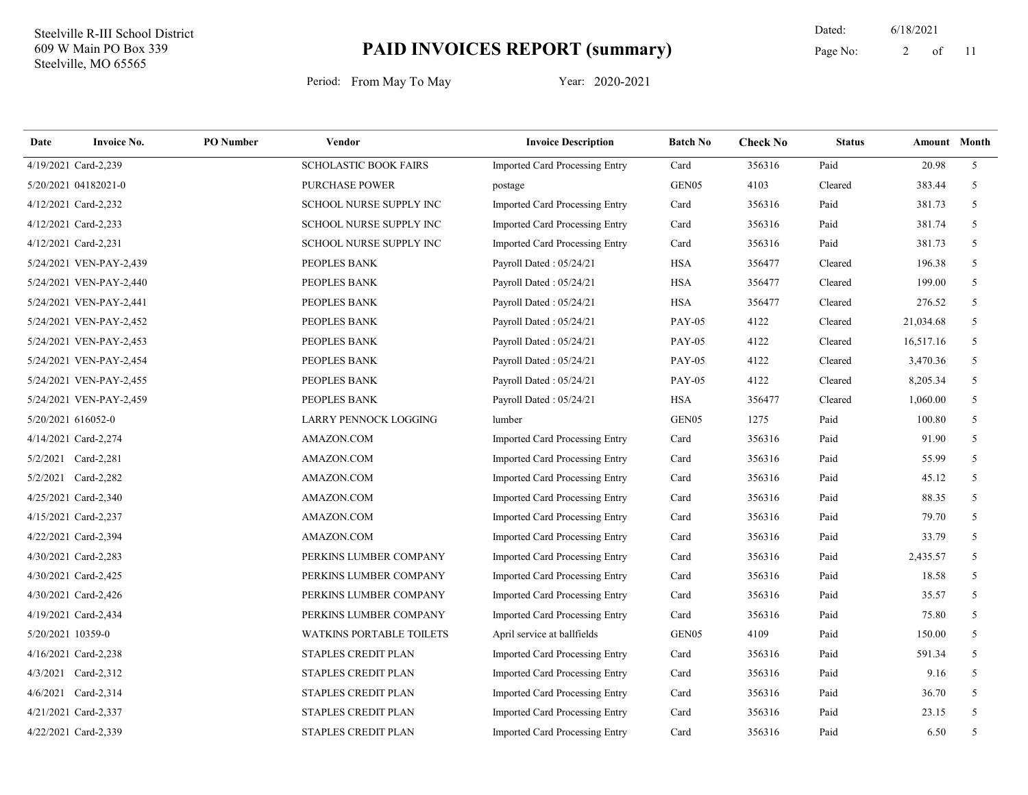Steelville R-III School District
609 W Main PO Box 339
Steelville, MO 65565

# PAID INVOICES REPORT (summary)

Dated: 6/18/2021

Period: From May To May    Year: 2020-2021

| Date | Invoice No. | PO Number | Vendor | Invoice Description | Batch No | Check No | Status | Amount | Month |
|---|---|---|---|---|---|---|---|---|---|
| 4/19/2021 | Card-2,239 | | SCHOLASTIC BOOK FAIRS | Imported Card Processing Entry | Card | 356316 | Paid | 20.98 | 5 |
| 5/20/2021 | 04182021-0 | | PURCHASE POWER | postage | GEN05 | 4103 | Cleared | 383.44 | 5 |
| 4/12/2021 | Card-2,232 | | SCHOOL NURSE SUPPLY INC | Imported Card Processing Entry | Card | 356316 | Paid | 381.73 | 5 |
| 4/12/2021 | Card-2,233 | | SCHOOL NURSE SUPPLY INC | Imported Card Processing Entry | Card | 356316 | Paid | 381.74 | 5 |
| 4/12/2021 | Card-2,231 | | SCHOOL NURSE SUPPLY INC | Imported Card Processing Entry | Card | 356316 | Paid | 381.73 | 5 |
| 5/24/2021 | VEN-PAY-2,439 | | PEOPLES BANK | Payroll Dated : 05/24/21 | HSA | 356477 | Cleared | 196.38 | 5 |
| 5/24/2021 | VEN-PAY-2,440 | | PEOPLES BANK | Payroll Dated : 05/24/21 | HSA | 356477 | Cleared | 199.00 | 5 |
| 5/24/2021 | VEN-PAY-2,441 | | PEOPLES BANK | Payroll Dated : 05/24/21 | HSA | 356477 | Cleared | 276.52 | 5 |
| 5/24/2021 | VEN-PAY-2,452 | | PEOPLES BANK | Payroll Dated : 05/24/21 | PAY-05 | 4122 | Cleared | 21,034.68 | 5 |
| 5/24/2021 | VEN-PAY-2,453 | | PEOPLES BANK | Payroll Dated : 05/24/21 | PAY-05 | 4122 | Cleared | 16,517.16 | 5 |
| 5/24/2021 | VEN-PAY-2,454 | | PEOPLES BANK | Payroll Dated : 05/24/21 | PAY-05 | 4122 | Cleared | 3,470.36 | 5 |
| 5/24/2021 | VEN-PAY-2,455 | | PEOPLES BANK | Payroll Dated : 05/24/21 | PAY-05 | 4122 | Cleared | 8,205.34 | 5 |
| 5/24/2021 | VEN-PAY-2,459 | | PEOPLES BANK | Payroll Dated : 05/24/21 | HSA | 356477 | Cleared | 1,060.00 | 5 |
| 5/20/2021 | 616052-0 | | LARRY PENNOCK LOGGING | lumber | GEN05 | 1275 | Paid | 100.80 | 5 |
| 4/14/2021 | Card-2,274 | | AMAZON.COM | Imported Card Processing Entry | Card | 356316 | Paid | 91.90 | 5 |
| 5/2/2021 | Card-2,281 | | AMAZON.COM | Imported Card Processing Entry | Card | 356316 | Paid | 55.99 | 5 |
| 5/2/2021 | Card-2,282 | | AMAZON.COM | Imported Card Processing Entry | Card | 356316 | Paid | 45.12 | 5 |
| 4/25/2021 | Card-2,340 | | AMAZON.COM | Imported Card Processing Entry | Card | 356316 | Paid | 88.35 | 5 |
| 4/15/2021 | Card-2,237 | | AMAZON.COM | Imported Card Processing Entry | Card | 356316 | Paid | 79.70 | 5 |
| 4/22/2021 | Card-2,394 | | AMAZON.COM | Imported Card Processing Entry | Card | 356316 | Paid | 33.79 | 5 |
| 4/30/2021 | Card-2,283 | | PERKINS LUMBER COMPANY | Imported Card Processing Entry | Card | 356316 | Paid | 2,435.57 | 5 |
| 4/30/2021 | Card-2,425 | | PERKINS LUMBER COMPANY | Imported Card Processing Entry | Card | 356316 | Paid | 18.58 | 5 |
| 4/30/2021 | Card-2,426 | | PERKINS LUMBER COMPANY | Imported Card Processing Entry | Card | 356316 | Paid | 35.57 | 5 |
| 4/19/2021 | Card-2,434 | | PERKINS LUMBER COMPANY | Imported Card Processing Entry | Card | 356316 | Paid | 75.80 | 5 |
| 5/20/2021 | 10359-0 | | WATKINS PORTABLE TOILETS | April service at ballfields | GEN05 | 4109 | Paid | 150.00 | 5 |
| 4/16/2021 | Card-2,238 | | STAPLES CREDIT PLAN | Imported Card Processing Entry | Card | 356316 | Paid | 591.34 | 5 |
| 4/3/2021 | Card-2,312 | | STAPLES CREDIT PLAN | Imported Card Processing Entry | Card | 356316 | Paid | 9.16 | 5 |
| 4/6/2021 | Card-2,314 | | STAPLES CREDIT PLAN | Imported Card Processing Entry | Card | 356316 | Paid | 36.70 | 5 |
| 4/21/2021 | Card-2,337 | | STAPLES CREDIT PLAN | Imported Card Processing Entry | Card | 356316 | Paid | 23.15 | 5 |
| 4/22/2021 | Card-2,339 | | STAPLES CREDIT PLAN | Imported Card Processing Entry | Card | 356316 | Paid | 6.50 | 5 |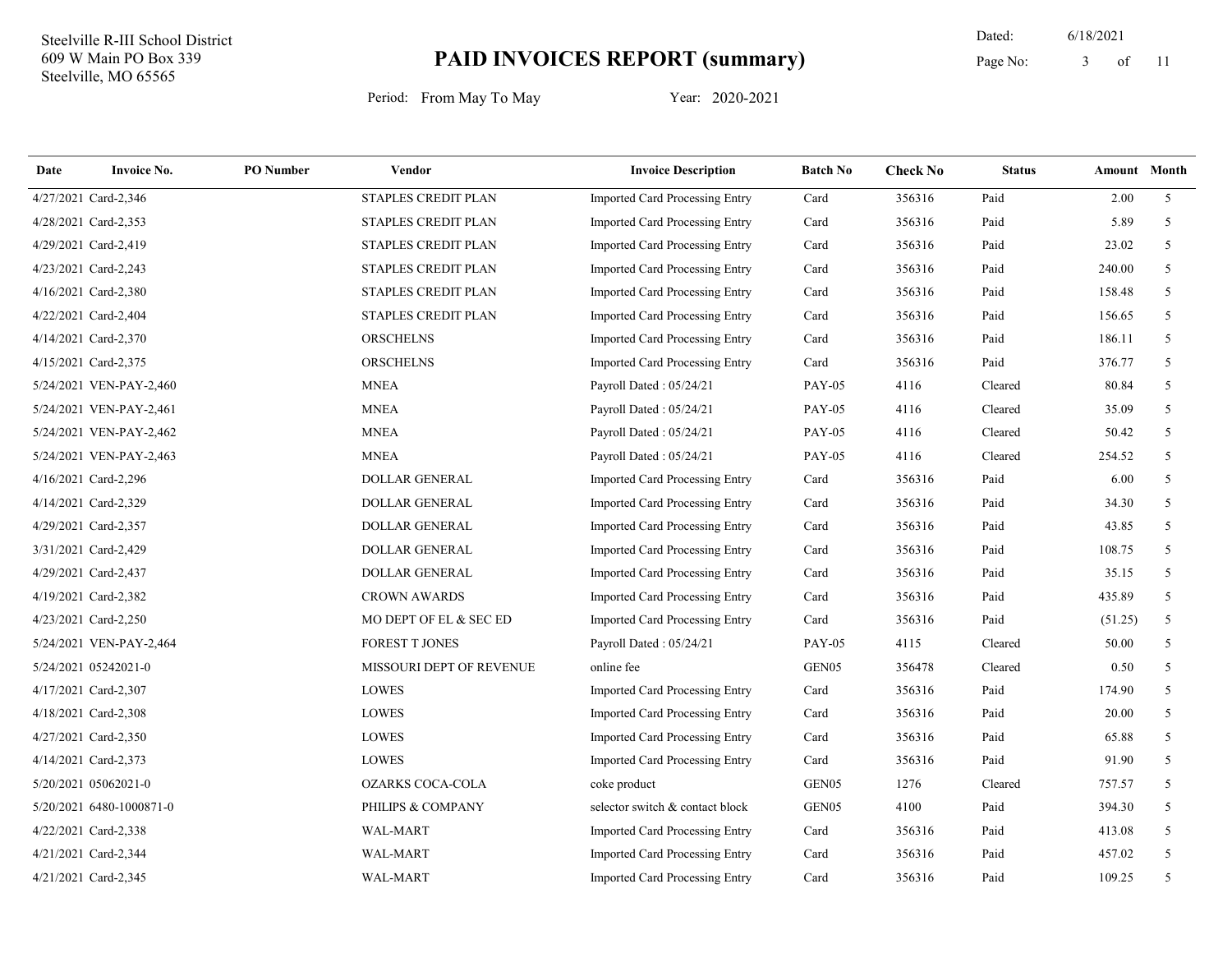Steelville R-III School District
609 W Main PO Box 339
Steelville, MO 65565

# PAID INVOICES REPORT (summary)

Dated: 6/18/2021

Period: From May To May Year: 2020-2021

| Date | Invoice No. | PO Number | Vendor | Invoice Description | Batch No | Check No | Status | Amount | Month |
|---|---|---|---|---|---|---|---|---|---|
| 4/27/2021 | Card-2,346 | | STAPLES CREDIT PLAN | Imported Card Processing Entry | Card | 356316 | Paid | 2.00 | 5 |
| 4/28/2021 | Card-2,353 | | STAPLES CREDIT PLAN | Imported Card Processing Entry | Card | 356316 | Paid | 5.89 | 5 |
| 4/29/2021 | Card-2,419 | | STAPLES CREDIT PLAN | Imported Card Processing Entry | Card | 356316 | Paid | 23.02 | 5 |
| 4/23/2021 | Card-2,243 | | STAPLES CREDIT PLAN | Imported Card Processing Entry | Card | 356316 | Paid | 240.00 | 5 |
| 4/16/2021 | Card-2,380 | | STAPLES CREDIT PLAN | Imported Card Processing Entry | Card | 356316 | Paid | 158.48 | 5 |
| 4/22/2021 | Card-2,404 | | STAPLES CREDIT PLAN | Imported Card Processing Entry | Card | 356316 | Paid | 156.65 | 5 |
| 4/14/2021 | Card-2,370 | | ORSCHELNS | Imported Card Processing Entry | Card | 356316 | Paid | 186.11 | 5 |
| 4/15/2021 | Card-2,375 | | ORSCHELNS | Imported Card Processing Entry | Card | 356316 | Paid | 376.77 | 5 |
| 5/24/2021 | VEN-PAY-2,460 | | MNEA | Payroll Dated : 05/24/21 | PAY-05 | 4116 | Cleared | 80.84 | 5 |
| 5/24/2021 | VEN-PAY-2,461 | | MNEA | Payroll Dated : 05/24/21 | PAY-05 | 4116 | Cleared | 35.09 | 5 |
| 5/24/2021 | VEN-PAY-2,462 | | MNEA | Payroll Dated : 05/24/21 | PAY-05 | 4116 | Cleared | 50.42 | 5 |
| 5/24/2021 | VEN-PAY-2,463 | | MNEA | Payroll Dated : 05/24/21 | PAY-05 | 4116 | Cleared | 254.52 | 5 |
| 4/16/2021 | Card-2,296 | | DOLLAR GENERAL | Imported Card Processing Entry | Card | 356316 | Paid | 6.00 | 5 |
| 4/14/2021 | Card-2,329 | | DOLLAR GENERAL | Imported Card Processing Entry | Card | 356316 | Paid | 34.30 | 5 |
| 4/29/2021 | Card-2,357 | | DOLLAR GENERAL | Imported Card Processing Entry | Card | 356316 | Paid | 43.85 | 5 |
| 3/31/2021 | Card-2,429 | | DOLLAR GENERAL | Imported Card Processing Entry | Card | 356316 | Paid | 108.75 | 5 |
| 4/29/2021 | Card-2,437 | | DOLLAR GENERAL | Imported Card Processing Entry | Card | 356316 | Paid | 35.15 | 5 |
| 4/19/2021 | Card-2,382 | | CROWN AWARDS | Imported Card Processing Entry | Card | 356316 | Paid | 435.89 | 5 |
| 4/23/2021 | Card-2,250 | | MO DEPT OF EL & SEC ED | Imported Card Processing Entry | Card | 356316 | Paid | (51.25) | 5 |
| 5/24/2021 | VEN-PAY-2,464 | | FOREST T JONES | Payroll Dated : 05/24/21 | PAY-05 | 4115 | Cleared | 50.00 | 5 |
| 5/24/2021 | 05242021-0 | | MISSOURI DEPT OF REVENUE | online fee | GEN05 | 356478 | Cleared | 0.50 | 5 |
| 4/17/2021 | Card-2,307 | | LOWES | Imported Card Processing Entry | Card | 356316 | Paid | 174.90 | 5 |
| 4/18/2021 | Card-2,308 | | LOWES | Imported Card Processing Entry | Card | 356316 | Paid | 20.00 | 5 |
| 4/27/2021 | Card-2,350 | | LOWES | Imported Card Processing Entry | Card | 356316 | Paid | 65.88 | 5 |
| 4/14/2021 | Card-2,373 | | LOWES | Imported Card Processing Entry | Card | 356316 | Paid | 91.90 | 5 |
| 5/20/2021 | 05062021-0 | | OZARKS COCA-COLA | coke product | GEN05 | 1276 | Cleared | 757.57 | 5 |
| 5/20/2021 | 6480-1000871-0 | | PHILIPS & COMPANY | selector switch & contact block | GEN05 | 4100 | Paid | 394.30 | 5 |
| 4/22/2021 | Card-2,338 | | WAL-MART | Imported Card Processing Entry | Card | 356316 | Paid | 413.08 | 5 |
| 4/21/2021 | Card-2,344 | | WAL-MART | Imported Card Processing Entry | Card | 356316 | Paid | 457.02 | 5 |
| 4/21/2021 | Card-2,345 | | WAL-MART | Imported Card Processing Entry | Card | 356316 | Paid | 109.25 | 5 |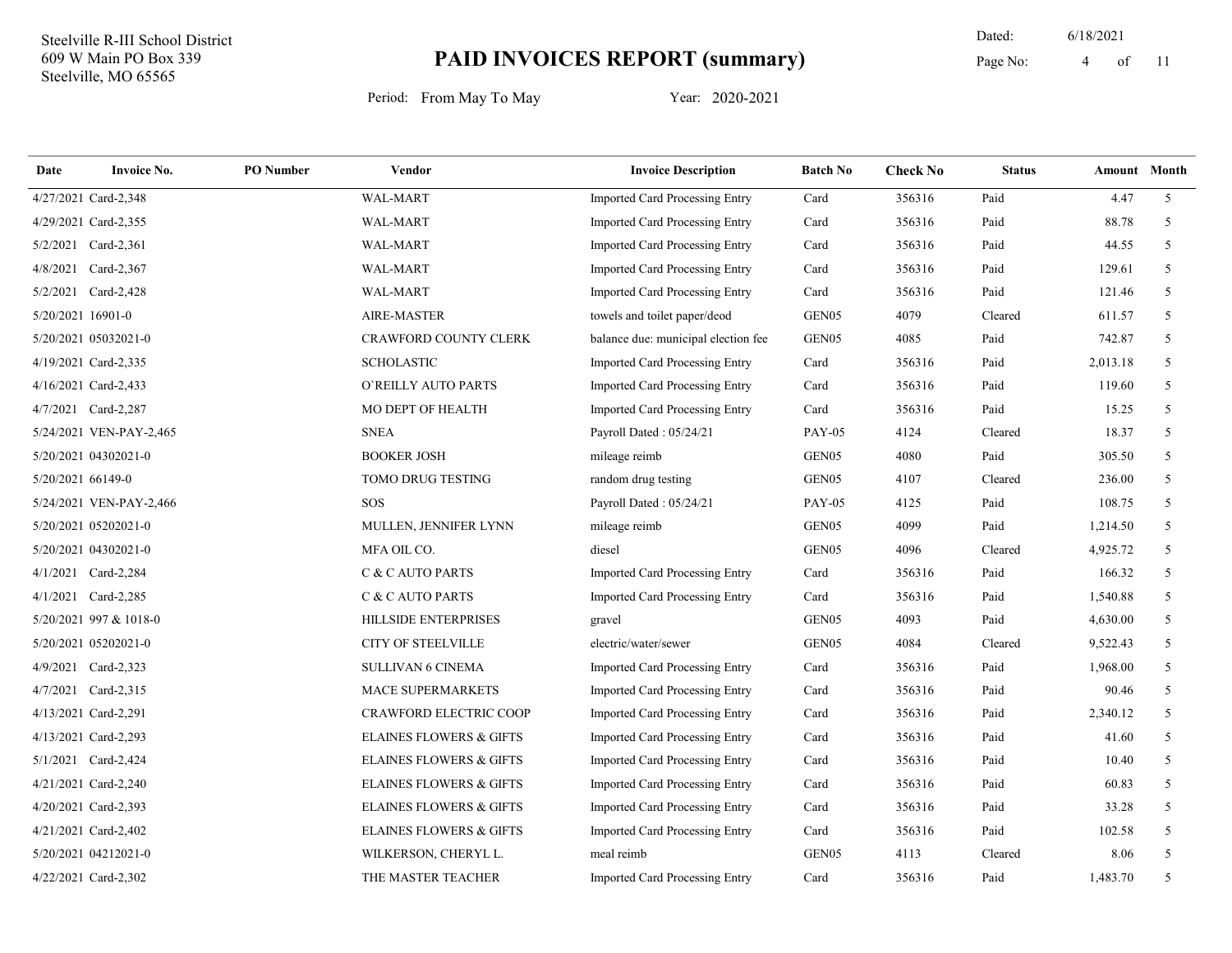Steelville R-III School District
609 W Main PO Box 339
Steelville, MO 65565

# PAID INVOICES REPORT (summary)

Dated: 6/18/2021

Period: From May To May    Year: 2020-2021

| Date | Invoice No. | PO Number | Vendor | Invoice Description | Batch No | Check No | Status | Amount | Month |
|---|---|---|---|---|---|---|---|---|---|
| 4/27/2021 | Card-2,348 | | WAL-MART | Imported Card Processing Entry | Card | 356316 | Paid | 4.47 | 5 |
| 4/29/2021 | Card-2,355 | | WAL-MART | Imported Card Processing Entry | Card | 356316 | Paid | 88.78 | 5 |
| 5/2/2021 | Card-2,361 | | WAL-MART | Imported Card Processing Entry | Card | 356316 | Paid | 44.55 | 5 |
| 4/8/2021 | Card-2,367 | | WAL-MART | Imported Card Processing Entry | Card | 356316 | Paid | 129.61 | 5 |
| 5/2/2021 | Card-2,428 | | WAL-MART | Imported Card Processing Entry | Card | 356316 | Paid | 121.46 | 5 |
| 5/20/2021 | 16901-0 | | AIRE-MASTER | towels and toilet paper/deod | GEN05 | 4079 | Cleared | 611.57 | 5 |
| 5/20/2021 | 05032021-0 | | CRAWFORD COUNTY CLERK | balance due: municipal election fee | GEN05 | 4085 | Paid | 742.87 | 5 |
| 4/19/2021 | Card-2,335 | | SCHOLASTIC | Imported Card Processing Entry | Card | 356316 | Paid | 2,013.18 | 5 |
| 4/16/2021 | Card-2,433 | | O`REILLY AUTO PARTS | Imported Card Processing Entry | Card | 356316 | Paid | 119.60 | 5 |
| 4/7/2021 | Card-2,287 | | MO DEPT OF HEALTH | Imported Card Processing Entry | Card | 356316 | Paid | 15.25 | 5 |
| 5/24/2021 | VEN-PAY-2,465 | | SNEA | Payroll Dated : 05/24/21 | PAY-05 | 4124 | Cleared | 18.37 | 5 |
| 5/20/2021 | 04302021-0 | | BOOKER JOSH | mileage reimb | GEN05 | 4080 | Paid | 305.50 | 5 |
| 5/20/2021 | 66149-0 | | TOMO DRUG TESTING | random drug testing | GEN05 | 4107 | Cleared | 236.00 | 5 |
| 5/24/2021 | VEN-PAY-2,466 | | SOS | Payroll Dated : 05/24/21 | PAY-05 | 4125 | Paid | 108.75 | 5 |
| 5/20/2021 | 05202021-0 | | MULLEN, JENNIFER LYNN | mileage reimb | GEN05 | 4099 | Paid | 1,214.50 | 5 |
| 5/20/2021 | 04302021-0 | | MFA OIL CO. | diesel | GEN05 | 4096 | Cleared | 4,925.72 | 5 |
| 4/1/2021 | Card-2,284 | | C & C AUTO PARTS | Imported Card Processing Entry | Card | 356316 | Paid | 166.32 | 5 |
| 4/1/2021 | Card-2,285 | | C & C AUTO PARTS | Imported Card Processing Entry | Card | 356316 | Paid | 1,540.88 | 5 |
| 5/20/2021 | 997 & 1018-0 | | HILLSIDE ENTERPRISES | gravel | GEN05 | 4093 | Paid | 4,630.00 | 5 |
| 5/20/2021 | 05202021-0 | | CITY OF STEELVILLE | electric/water/sewer | GEN05 | 4084 | Cleared | 9,522.43 | 5 |
| 4/9/2021 | Card-2,323 | | SULLIVAN 6 CINEMA | Imported Card Processing Entry | Card | 356316 | Paid | 1,968.00 | 5 |
| 4/7/2021 | Card-2,315 | | MACE SUPERMARKETS | Imported Card Processing Entry | Card | 356316 | Paid | 90.46 | 5 |
| 4/13/2021 | Card-2,291 | | CRAWFORD ELECTRIC COOP | Imported Card Processing Entry | Card | 356316 | Paid | 2,340.12 | 5 |
| 4/13/2021 | Card-2,293 | | ELAINES FLOWERS & GIFTS | Imported Card Processing Entry | Card | 356316 | Paid | 41.60 | 5 |
| 5/1/2021 | Card-2,424 | | ELAINES FLOWERS & GIFTS | Imported Card Processing Entry | Card | 356316 | Paid | 10.40 | 5 |
| 4/21/2021 | Card-2,240 | | ELAINES FLOWERS & GIFTS | Imported Card Processing Entry | Card | 356316 | Paid | 60.83 | 5 |
| 4/20/2021 | Card-2,393 | | ELAINES FLOWERS & GIFTS | Imported Card Processing Entry | Card | 356316 | Paid | 33.28 | 5 |
| 4/21/2021 | Card-2,402 | | ELAINES FLOWERS & GIFTS | Imported Card Processing Entry | Card | 356316 | Paid | 102.58 | 5 |
| 5/20/2021 | 04212021-0 | | WILKERSON, CHERYL L. | meal reimb | GEN05 | 4113 | Cleared | 8.06 | 5 |
| 4/22/2021 | Card-2,302 | | THE MASTER TEACHER | Imported Card Processing Entry | Card | 356316 | Paid | 1,483.70 | 5 |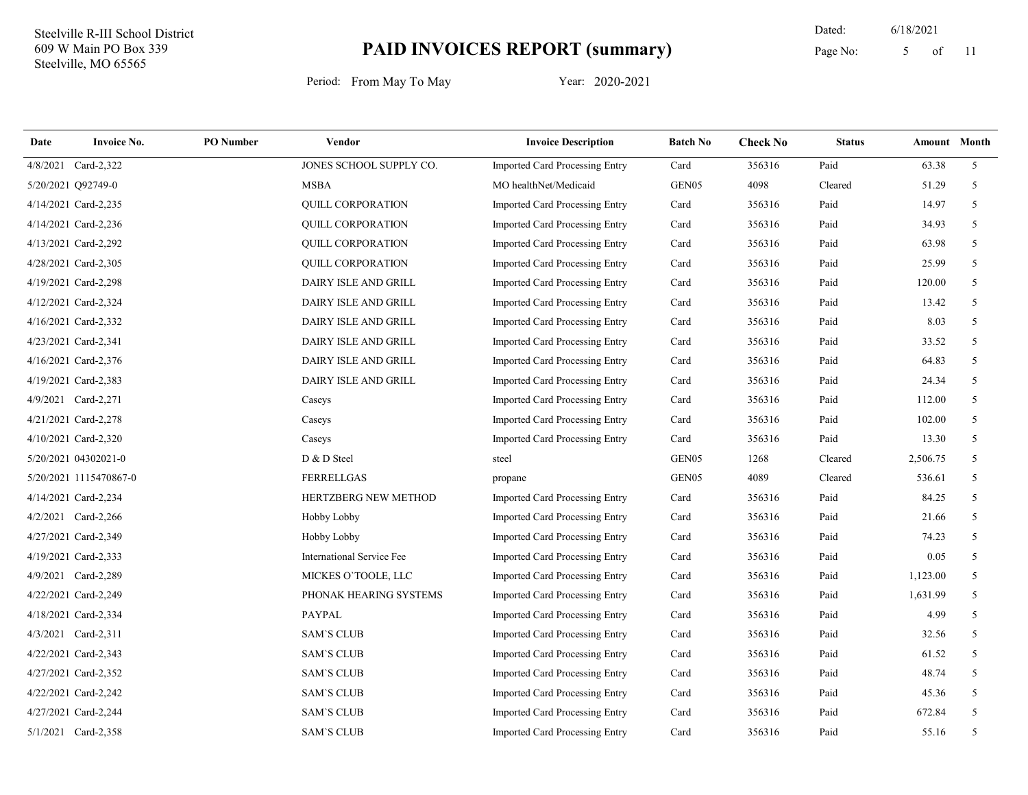Steelville R-III School District
609 W Main PO Box 339
Steelville, MO 65565

# PAID INVOICES REPORT (summary)

Dated: 6/18/2021

Period: From May To May    Year: 2020-2021

| Date | Invoice No. | PO Number | Vendor | Invoice Description | Batch No | Check No | Status | Amount | Month |
|---|---|---|---|---|---|---|---|---|---|
| 4/8/2021 | Card-2,322 | | JONES SCHOOL SUPPLY CO. | Imported Card Processing Entry | Card | 356316 | Paid | 63.38 | 5 |
| 5/20/2021 | Q92749-0 | | MSBA | MO healthNet/Medicaid | GEN05 | 4098 | Cleared | 51.29 | 5 |
| 4/14/2021 | Card-2,235 | | QUILL CORPORATION | Imported Card Processing Entry | Card | 356316 | Paid | 14.97 | 5 |
| 4/14/2021 | Card-2,236 | | QUILL CORPORATION | Imported Card Processing Entry | Card | 356316 | Paid | 34.93 | 5 |
| 4/13/2021 | Card-2,292 | | QUILL CORPORATION | Imported Card Processing Entry | Card | 356316 | Paid | 63.98 | 5 |
| 4/28/2021 | Card-2,305 | | QUILL CORPORATION | Imported Card Processing Entry | Card | 356316 | Paid | 25.99 | 5 |
| 4/19/2021 | Card-2,298 | | DAIRY ISLE AND GRILL | Imported Card Processing Entry | Card | 356316 | Paid | 120.00 | 5 |
| 4/12/2021 | Card-2,324 | | DAIRY ISLE AND GRILL | Imported Card Processing Entry | Card | 356316 | Paid | 13.42 | 5 |
| 4/16/2021 | Card-2,332 | | DAIRY ISLE AND GRILL | Imported Card Processing Entry | Card | 356316 | Paid | 8.03 | 5 |
| 4/23/2021 | Card-2,341 | | DAIRY ISLE AND GRILL | Imported Card Processing Entry | Card | 356316 | Paid | 33.52 | 5 |
| 4/16/2021 | Card-2,376 | | DAIRY ISLE AND GRILL | Imported Card Processing Entry | Card | 356316 | Paid | 64.83 | 5 |
| 4/19/2021 | Card-2,383 | | DAIRY ISLE AND GRILL | Imported Card Processing Entry | Card | 356316 | Paid | 24.34 | 5 |
| 4/9/2021 | Card-2,271 | | Caseys | Imported Card Processing Entry | Card | 356316 | Paid | 112.00 | 5 |
| 4/21/2021 | Card-2,278 | | Caseys | Imported Card Processing Entry | Card | 356316 | Paid | 102.00 | 5 |
| 4/10/2021 | Card-2,320 | | Caseys | Imported Card Processing Entry | Card | 356316 | Paid | 13.30 | 5 |
| 5/20/2021 | 04302021-0 | | D & D Steel | steel | GEN05 | 1268 | Cleared | 2,506.75 | 5 |
| 5/20/2021 | 1115470867-0 | | FERRELLGAS | propane | GEN05 | 4089 | Cleared | 536.61 | 5 |
| 4/14/2021 | Card-2,234 | | HERTZBERG NEW METHOD | Imported Card Processing Entry | Card | 356316 | Paid | 84.25 | 5 |
| 4/2/2021 | Card-2,266 | | Hobby Lobby | Imported Card Processing Entry | Card | 356316 | Paid | 21.66 | 5 |
| 4/27/2021 | Card-2,349 | | Hobby Lobby | Imported Card Processing Entry | Card | 356316 | Paid | 74.23 | 5 |
| 4/19/2021 | Card-2,333 | | International Service Fee | Imported Card Processing Entry | Card | 356316 | Paid | 0.05 | 5 |
| 4/9/2021 | Card-2,289 | | MICKES O`TOOLE, LLC | Imported Card Processing Entry | Card | 356316 | Paid | 1,123.00 | 5 |
| 4/22/2021 | Card-2,249 | | PHONAK HEARING SYSTEMS | Imported Card Processing Entry | Card | 356316 | Paid | 1,631.99 | 5 |
| 4/18/2021 | Card-2,334 | | PAYPAL | Imported Card Processing Entry | Card | 356316 | Paid | 4.99 | 5 |
| 4/3/2021 | Card-2,311 | | SAM`S CLUB | Imported Card Processing Entry | Card | 356316 | Paid | 32.56 | 5 |
| 4/22/2021 | Card-2,343 | | SAM`S CLUB | Imported Card Processing Entry | Card | 356316 | Paid | 61.52 | 5 |
| 4/27/2021 | Card-2,352 | | SAM`S CLUB | Imported Card Processing Entry | Card | 356316 | Paid | 48.74 | 5 |
| 4/22/2021 | Card-2,242 | | SAM`S CLUB | Imported Card Processing Entry | Card | 356316 | Paid | 45.36 | 5 |
| 4/27/2021 | Card-2,244 | | SAM`S CLUB | Imported Card Processing Entry | Card | 356316 | Paid | 672.84 | 5 |
| 5/1/2021 | Card-2,358 | | SAM`S CLUB | Imported Card Processing Entry | Card | 356316 | Paid | 55.16 | 5 |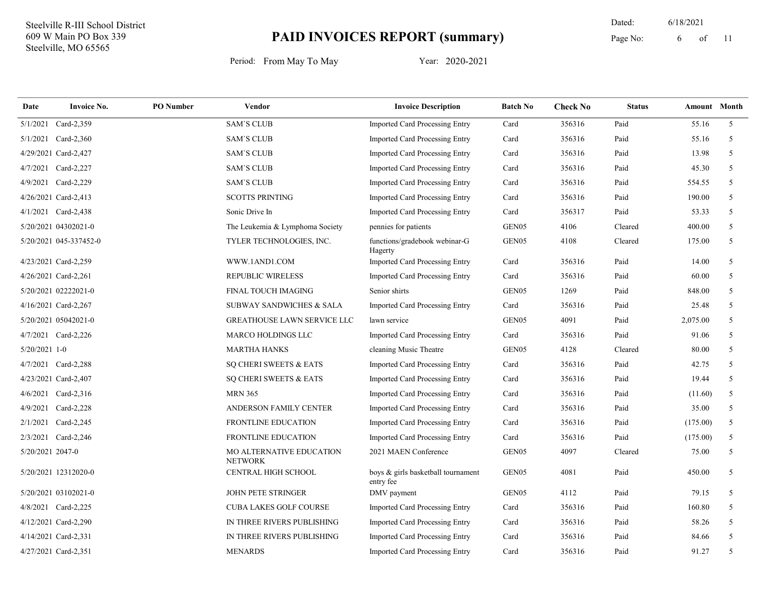Steelville R-III School District
609 W Main PO Box 339
Steelville, MO 65565

# PAID INVOICES REPORT (summary)

Dated: 6/18/2021

Period: From May To May    Year: 2020-2021

| Date | Invoice No. | PO Number | Vendor | Invoice Description | Batch No | Check No | Status | Amount | Month |
|---|---|---|---|---|---|---|---|---|---|
| 5/1/2021 | Card-2,359 | | SAM`S CLUB | Imported Card Processing Entry | Card | 356316 | Paid | 55.16 | 5 |
| 5/1/2021 | Card-2,360 | | SAM`S CLUB | Imported Card Processing Entry | Card | 356316 | Paid | 55.16 | 5 |
| 4/29/2021 | Card-2,427 | | SAM`S CLUB | Imported Card Processing Entry | Card | 356316 | Paid | 13.98 | 5 |
| 4/7/2021 | Card-2,227 | | SAM`S CLUB | Imported Card Processing Entry | Card | 356316 | Paid | 45.30 | 5 |
| 4/9/2021 | Card-2,229 | | SAM`S CLUB | Imported Card Processing Entry | Card | 356316 | Paid | 554.55 | 5 |
| 4/26/2021 | Card-2,413 | | SCOTTS PRINTING | Imported Card Processing Entry | Card | 356316 | Paid | 190.00 | 5 |
| 4/1/2021 | Card-2,438 | | Sonic Drive In | Imported Card Processing Entry | Card | 356317 | Paid | 53.33 | 5 |
| 5/20/2021 | 04302021-0 | | The Leukemia & Lymphoma Society | pennies for patients | GEN05 | 4106 | Cleared | 400.00 | 5 |
| 5/20/2021 | 045-337452-0 | | TYLER TECHNOLOGIES, INC. | functions/gradebook webinar-G Hagerty | GEN05 | 4108 | Cleared | 175.00 | 5 |
| 4/23/2021 | Card-2,259 | | WWW.1AND1.COM | Imported Card Processing Entry | Card | 356316 | Paid | 14.00 | 5 |
| 4/26/2021 | Card-2,261 | | REPUBLIC WIRELESS | Imported Card Processing Entry | Card | 356316 | Paid | 60.00 | 5 |
| 5/20/2021 | 02222021-0 | | FINAL TOUCH IMAGING | Senior shirts | GEN05 | 1269 | Paid | 848.00 | 5 |
| 4/16/2021 | Card-2,267 | | SUBWAY SANDWICHES & SALA | Imported Card Processing Entry | Card | 356316 | Paid | 25.48 | 5 |
| 5/20/2021 | 05042021-0 | | GREATHOUSE LAWN SERVICE LLC | lawn service | GEN05 | 4091 | Paid | 2,075.00 | 5 |
| 4/7/2021 | Card-2,226 | | MARCO HOLDINGS LLC | Imported Card Processing Entry | Card | 356316 | Paid | 91.06 | 5 |
| 5/20/2021 | 1-0 | | MARTHA HANKS | cleaning Music Theatre | GEN05 | 4128 | Cleared | 80.00 | 5 |
| 4/7/2021 | Card-2,288 | | SQ CHERI SWEETS & EATS | Imported Card Processing Entry | Card | 356316 | Paid | 42.75 | 5 |
| 4/23/2021 | Card-2,407 | | SQ CHERI SWEETS & EATS | Imported Card Processing Entry | Card | 356316 | Paid | 19.44 | 5 |
| 4/6/2021 | Card-2,316 | | MRN 365 | Imported Card Processing Entry | Card | 356316 | Paid | (11.60) | 5 |
| 4/9/2021 | Card-2,228 | | ANDERSON FAMILY CENTER | Imported Card Processing Entry | Card | 356316 | Paid | 35.00 | 5 |
| 2/1/2021 | Card-2,245 | | FRONTLINE EDUCATION | Imported Card Processing Entry | Card | 356316 | Paid | (175.00) | 5 |
| 2/3/2021 | Card-2,246 | | FRONTLINE EDUCATION | Imported Card Processing Entry | Card | 356316 | Paid | (175.00) | 5 |
| 5/20/2021 | 2047-0 | | MO ALTERNATIVE EDUCATION NETWORK | 2021 MAEN Conference | GEN05 | 4097 | Cleared | 75.00 | 5 |
| 5/20/2021 | 12312020-0 | | CENTRAL HIGH SCHOOL | boys & girls basketball tournament entry fee | GEN05 | 4081 | Paid | 450.00 | 5 |
| 5/20/2021 | 03102021-0 | | JOHN PETE STRINGER | DMV payment | GEN05 | 4112 | Paid | 79.15 | 5 |
| 4/8/2021 | Card-2,225 | | CUBA LAKES GOLF COURSE | Imported Card Processing Entry | Card | 356316 | Paid | 160.80 | 5 |
| 4/12/2021 | Card-2,290 | | IN THREE RIVERS PUBLISHING | Imported Card Processing Entry | Card | 356316 | Paid | 58.26 | 5 |
| 4/14/2021 | Card-2,331 | | IN THREE RIVERS PUBLISHING | Imported Card Processing Entry | Card | 356316 | Paid | 84.66 | 5 |
| 4/27/2021 | Card-2,351 | | MENARDS | Imported Card Processing Entry | Card | 356316 | Paid | 91.27 | 5 |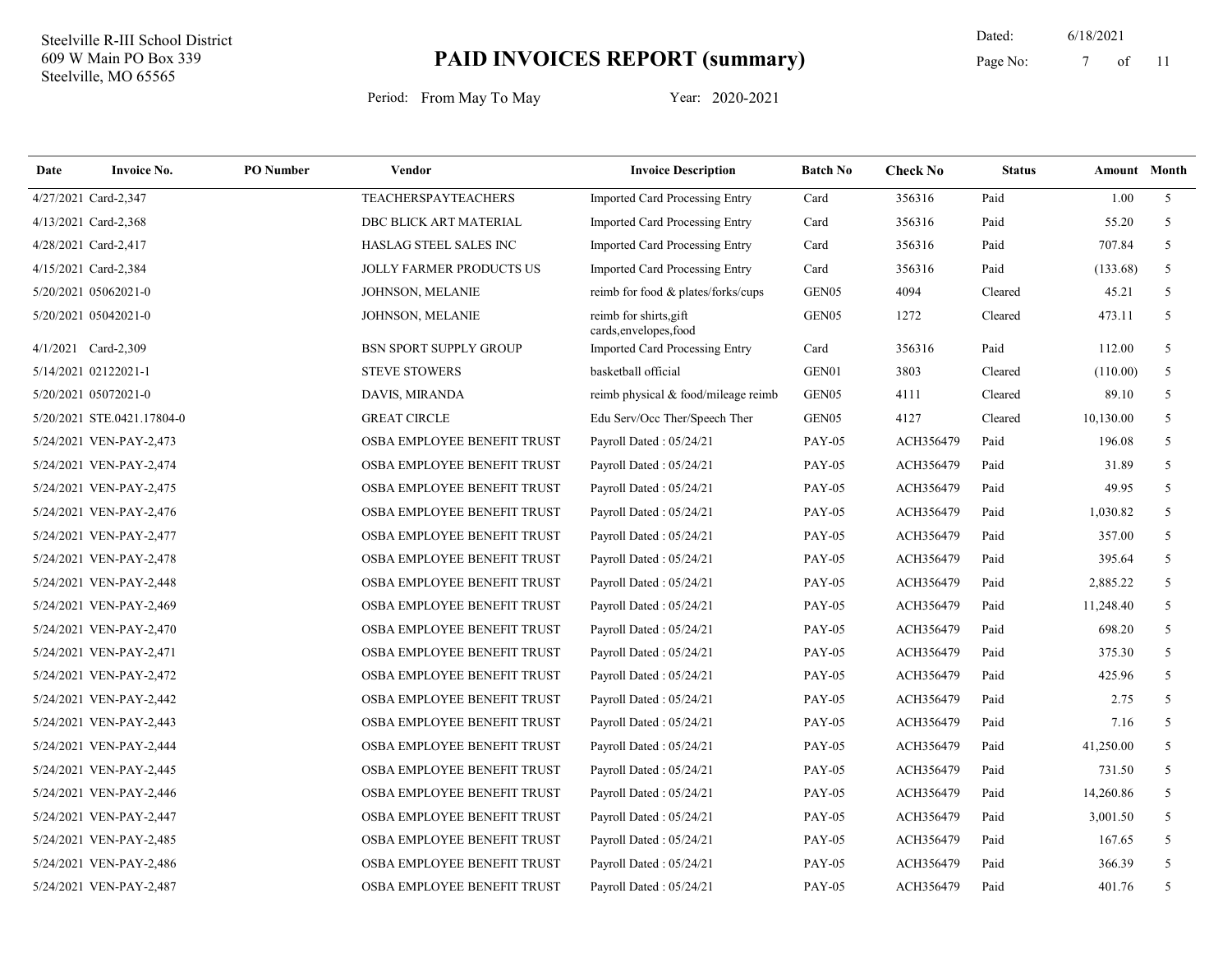Steelville R-III School District
609 W Main PO Box 339
Steelville, MO 65565

# PAID INVOICES REPORT (summary)

Dated: 6/18/2021

Period: From May To May Year: 2020-2021

| Date | Invoice No. | PO Number | Vendor | Invoice Description | Batch No | Check No | Status | Amount | Month |
|---|---|---|---|---|---|---|---|---|---|
| 4/27/2021 | Card-2,347 | | TEACHERSPAYTEACHERS | Imported Card Processing Entry | Card | 356316 | Paid | 1.00 | 5 |
| 4/13/2021 | Card-2,368 | | DBC BLICK ART MATERIAL | Imported Card Processing Entry | Card | 356316 | Paid | 55.20 | 5 |
| 4/28/2021 | Card-2,417 | | HASLAG STEEL SALES INC | Imported Card Processing Entry | Card | 356316 | Paid | 707.84 | 5 |
| 4/15/2021 | Card-2,384 | | JOLLY FARMER PRODUCTS US | Imported Card Processing Entry | Card | 356316 | Paid | (133.68) | 5 |
| 5/20/2021 | 05062021-0 | | JOHNSON, MELANIE | reimb for food & plates/forks/cups | GEN05 | 4094 | Cleared | 45.21 | 5 |
| 5/20/2021 | 05042021-0 | | JOHNSON, MELANIE | reimb for shirts,gift cards,envelopes,food | GEN05 | 1272 | Cleared | 473.11 | 5 |
| 4/1/2021 | Card-2,309 | | BSN SPORT SUPPLY GROUP | Imported Card Processing Entry | Card | 356316 | Paid | 112.00 | 5 |
| 5/14/2021 | 02122021-1 | | STEVE STOWERS | basketball official | GEN01 | 3803 | Cleared | (110.00) | 5 |
| 5/20/2021 | 05072021-0 | | DAVIS, MIRANDA | reimb physical & food/mileage reimb | GEN05 | 4111 | Cleared | 89.10 | 5 |
| 5/20/2021 | STE.0421.17804-0 | | GREAT CIRCLE | Edu Serv/Occ Ther/Speech Ther | GEN05 | 4127 | Cleared | 10,130.00 | 5 |
| 5/24/2021 | VEN-PAY-2,473 | | OSBA EMPLOYEE BENEFIT TRUST | Payroll Dated : 05/24/21 | PAY-05 | ACH356479 | Paid | 196.08 | 5 |
| 5/24/2021 | VEN-PAY-2,474 | | OSBA EMPLOYEE BENEFIT TRUST | Payroll Dated : 05/24/21 | PAY-05 | ACH356479 | Paid | 31.89 | 5 |
| 5/24/2021 | VEN-PAY-2,475 | | OSBA EMPLOYEE BENEFIT TRUST | Payroll Dated : 05/24/21 | PAY-05 | ACH356479 | Paid | 49.95 | 5 |
| 5/24/2021 | VEN-PAY-2,476 | | OSBA EMPLOYEE BENEFIT TRUST | Payroll Dated : 05/24/21 | PAY-05 | ACH356479 | Paid | 1,030.82 | 5 |
| 5/24/2021 | VEN-PAY-2,477 | | OSBA EMPLOYEE BENEFIT TRUST | Payroll Dated : 05/24/21 | PAY-05 | ACH356479 | Paid | 357.00 | 5 |
| 5/24/2021 | VEN-PAY-2,478 | | OSBA EMPLOYEE BENEFIT TRUST | Payroll Dated : 05/24/21 | PAY-05 | ACH356479 | Paid | 395.64 | 5 |
| 5/24/2021 | VEN-PAY-2,448 | | OSBA EMPLOYEE BENEFIT TRUST | Payroll Dated : 05/24/21 | PAY-05 | ACH356479 | Paid | 2,885.22 | 5 |
| 5/24/2021 | VEN-PAY-2,469 | | OSBA EMPLOYEE BENEFIT TRUST | Payroll Dated : 05/24/21 | PAY-05 | ACH356479 | Paid | 11,248.40 | 5 |
| 5/24/2021 | VEN-PAY-2,470 | | OSBA EMPLOYEE BENEFIT TRUST | Payroll Dated : 05/24/21 | PAY-05 | ACH356479 | Paid | 698.20 | 5 |
| 5/24/2021 | VEN-PAY-2,471 | | OSBA EMPLOYEE BENEFIT TRUST | Payroll Dated : 05/24/21 | PAY-05 | ACH356479 | Paid | 375.30 | 5 |
| 5/24/2021 | VEN-PAY-2,472 | | OSBA EMPLOYEE BENEFIT TRUST | Payroll Dated : 05/24/21 | PAY-05 | ACH356479 | Paid | 425.96 | 5 |
| 5/24/2021 | VEN-PAY-2,442 | | OSBA EMPLOYEE BENEFIT TRUST | Payroll Dated : 05/24/21 | PAY-05 | ACH356479 | Paid | 2.75 | 5 |
| 5/24/2021 | VEN-PAY-2,443 | | OSBA EMPLOYEE BENEFIT TRUST | Payroll Dated : 05/24/21 | PAY-05 | ACH356479 | Paid | 7.16 | 5 |
| 5/24/2021 | VEN-PAY-2,444 | | OSBA EMPLOYEE BENEFIT TRUST | Payroll Dated : 05/24/21 | PAY-05 | ACH356479 | Paid | 41,250.00 | 5 |
| 5/24/2021 | VEN-PAY-2,445 | | OSBA EMPLOYEE BENEFIT TRUST | Payroll Dated : 05/24/21 | PAY-05 | ACH356479 | Paid | 731.50 | 5 |
| 5/24/2021 | VEN-PAY-2,446 | | OSBA EMPLOYEE BENEFIT TRUST | Payroll Dated : 05/24/21 | PAY-05 | ACH356479 | Paid | 14,260.86 | 5 |
| 5/24/2021 | VEN-PAY-2,447 | | OSBA EMPLOYEE BENEFIT TRUST | Payroll Dated : 05/24/21 | PAY-05 | ACH356479 | Paid | 3,001.50 | 5 |
| 5/24/2021 | VEN-PAY-2,485 | | OSBA EMPLOYEE BENEFIT TRUST | Payroll Dated : 05/24/21 | PAY-05 | ACH356479 | Paid | 167.65 | 5 |
| 5/24/2021 | VEN-PAY-2,486 | | OSBA EMPLOYEE BENEFIT TRUST | Payroll Dated : 05/24/21 | PAY-05 | ACH356479 | Paid | 366.39 | 5 |
| 5/24/2021 | VEN-PAY-2,487 | | OSBA EMPLOYEE BENEFIT TRUST | Payroll Dated : 05/24/21 | PAY-05 | ACH356479 | Paid | 401.76 | 5 |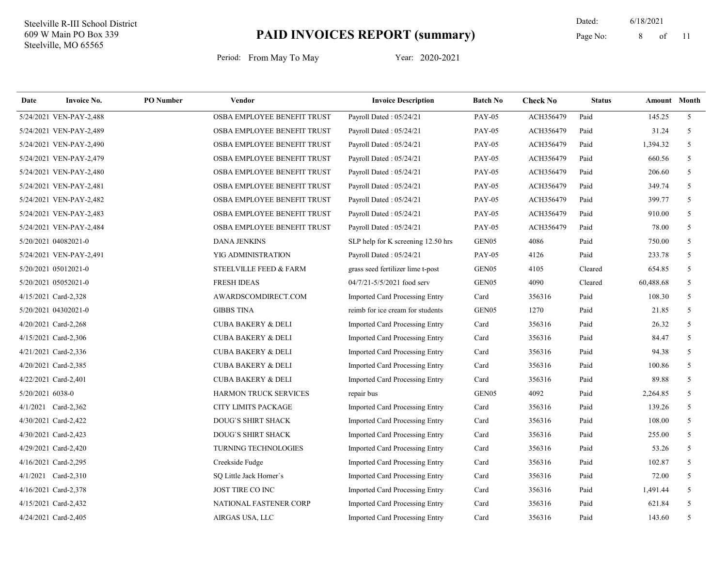Steelville R-III School District
609 W Main PO Box 339
Steelville, MO 65565

# PAID INVOICES REPORT (summary)

Dated: 6/18/2021

Period: From May To May     Year: 2020-2021

| Date | Invoice No. | PO Number | Vendor | Invoice Description | Batch No | Check No | Status | Amount | Month |
|---|---|---|---|---|---|---|---|---|---|
| 5/24/2021 | VEN-PAY-2,488 | | OSBA EMPLOYEE BENEFIT TRUST | Payroll Dated : 05/24/21 | PAY-05 | ACH356479 | Paid | 145.25 | 5 |
| 5/24/2021 | VEN-PAY-2,489 | | OSBA EMPLOYEE BENEFIT TRUST | Payroll Dated : 05/24/21 | PAY-05 | ACH356479 | Paid | 31.24 | 5 |
| 5/24/2021 | VEN-PAY-2,490 | | OSBA EMPLOYEE BENEFIT TRUST | Payroll Dated : 05/24/21 | PAY-05 | ACH356479 | Paid | 1,394.32 | 5 |
| 5/24/2021 | VEN-PAY-2,479 | | OSBA EMPLOYEE BENEFIT TRUST | Payroll Dated : 05/24/21 | PAY-05 | ACH356479 | Paid | 660.56 | 5 |
| 5/24/2021 | VEN-PAY-2,480 | | OSBA EMPLOYEE BENEFIT TRUST | Payroll Dated : 05/24/21 | PAY-05 | ACH356479 | Paid | 206.60 | 5 |
| 5/24/2021 | VEN-PAY-2,481 | | OSBA EMPLOYEE BENEFIT TRUST | Payroll Dated : 05/24/21 | PAY-05 | ACH356479 | Paid | 349.74 | 5 |
| 5/24/2021 | VEN-PAY-2,482 | | OSBA EMPLOYEE BENEFIT TRUST | Payroll Dated : 05/24/21 | PAY-05 | ACH356479 | Paid | 399.77 | 5 |
| 5/24/2021 | VEN-PAY-2,483 | | OSBA EMPLOYEE BENEFIT TRUST | Payroll Dated : 05/24/21 | PAY-05 | ACH356479 | Paid | 910.00 | 5 |
| 5/24/2021 | VEN-PAY-2,484 | | OSBA EMPLOYEE BENEFIT TRUST | Payroll Dated : 05/24/21 | PAY-05 | ACH356479 | Paid | 78.00 | 5 |
| 5/20/2021 | 04082021-0 | | DANA JENKINS | SLP help for K screening 12.50 hrs | GEN05 | 4086 | Paid | 750.00 | 5 |
| 5/24/2021 | VEN-PAY-2,491 | | YIG ADMINISTRATION | Payroll Dated : 05/24/21 | PAY-05 | 4126 | Paid | 233.78 | 5 |
| 5/20/2021 | 05012021-0 | | STEELVILLE FEED & FARM | grass seed fertilizer lime t-post | GEN05 | 4105 | Cleared | 654.85 | 5 |
| 5/20/2021 | 05052021-0 | | FRESH IDEAS | 04/7/21-5/5/2021 food serv | GEN05 | 4090 | Cleared | 60,488.68 | 5 |
| 4/15/2021 | Card-2,328 | | AWARDSCOMDIRECT.COM | Imported Card Processing Entry | Card | 356316 | Paid | 108.30 | 5 |
| 5/20/2021 | 04302021-0 | | GIBBS TINA | reimb for ice cream for students | GEN05 | 1270 | Paid | 21.85 | 5 |
| 4/20/2021 | Card-2,268 | | CUBA BAKERY & DELI | Imported Card Processing Entry | Card | 356316 | Paid | 26.32 | 5 |
| 4/15/2021 | Card-2,306 | | CUBA BAKERY & DELI | Imported Card Processing Entry | Card | 356316 | Paid | 84.47 | 5 |
| 4/21/2021 | Card-2,336 | | CUBA BAKERY & DELI | Imported Card Processing Entry | Card | 356316 | Paid | 94.38 | 5 |
| 4/20/2021 | Card-2,385 | | CUBA BAKERY & DELI | Imported Card Processing Entry | Card | 356316 | Paid | 100.86 | 5 |
| 4/22/2021 | Card-2,401 | | CUBA BAKERY & DELI | Imported Card Processing Entry | Card | 356316 | Paid | 89.88 | 5 |
| 5/20/2021 | 6038-0 | | HARMON TRUCK SERVICES | repair bus | GEN05 | 4092 | Paid | 2,264.85 | 5 |
| 4/1/2021 | Card-2,362 | | CITY LIMITS PACKAGE | Imported Card Processing Entry | Card | 356316 | Paid | 139.26 | 5 |
| 4/30/2021 | Card-2,422 | | DOUG`S SHIRT SHACK | Imported Card Processing Entry | Card | 356316 | Paid | 108.00 | 5 |
| 4/30/2021 | Card-2,423 | | DOUG`S SHIRT SHACK | Imported Card Processing Entry | Card | 356316 | Paid | 255.00 | 5 |
| 4/29/2021 | Card-2,420 | | TURNING TECHNOLOGIES | Imported Card Processing Entry | Card | 356316 | Paid | 53.26 | 5 |
| 4/16/2021 | Card-2,295 | | Creekside Fudge | Imported Card Processing Entry | Card | 356316 | Paid | 102.87 | 5 |
| 4/1/2021 | Card-2,310 | | SQ Little Jack Horner`s | Imported Card Processing Entry | Card | 356316 | Paid | 72.00 | 5 |
| 4/16/2021 | Card-2,378 | | JOST TIRE CO INC | Imported Card Processing Entry | Card | 356316 | Paid | 1,491.44 | 5 |
| 4/15/2021 | Card-2,432 | | NATIONAL FASTENER CORP | Imported Card Processing Entry | Card | 356316 | Paid | 621.84 | 5 |
| 4/24/2021 | Card-2,405 | | AIRGAS USA, LLC | Imported Card Processing Entry | Card | 356316 | Paid | 143.60 | 5 |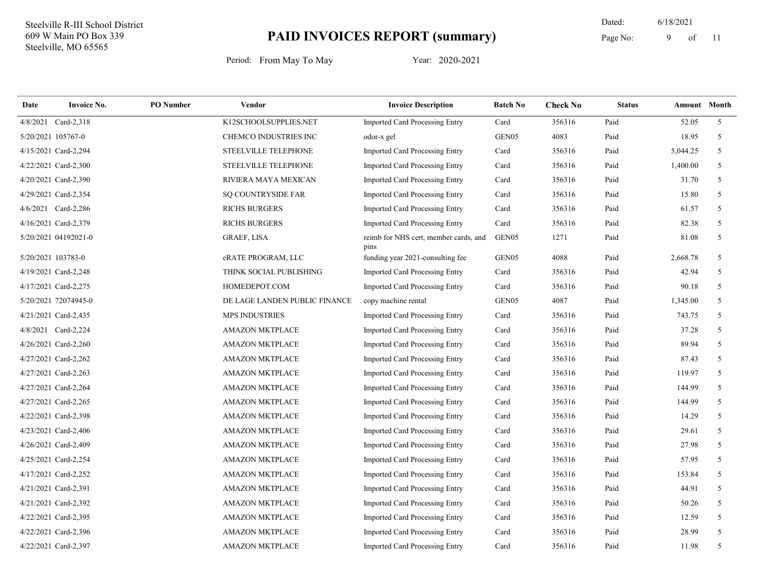Steelville R-III School District
609 W Main PO Box 339
Steelville, MO 65565

# PAID INVOICES REPORT (summary)

Dated: 6/18/2021

Period: From May To May    Year: 2020-2021

| Date | Invoice No. | PO Number | Vendor | Invoice Description | Batch No | Check No | Status | Amount | Month |
|---|---|---|---|---|---|---|---|---|---|
| 4/8/2021 | Card-2,318 | | K12SCHOOLSUPPLIES.NET | Imported Card Processing Entry | Card | 356316 | Paid | 52.05 | 5 |
| 5/20/2021 | 105767-0 | | CHEMCO INDUSTRIES INC | odor-x gel | GEN05 | 4083 | Paid | 18.95 | 5 |
| 4/15/2021 | Card-2,294 | | STEELVILLE TELEPHONE | Imported Card Processing Entry | Card | 356316 | Paid | 5,044.25 | 5 |
| 4/22/2021 | Card-2,300 | | STEELVILLE TELEPHONE | Imported Card Processing Entry | Card | 356316 | Paid | 1,400.00 | 5 |
| 4/20/2021 | Card-2,390 | | RIVIERA MAYA MEXICAN | Imported Card Processing Entry | Card | 356316 | Paid | 31.70 | 5 |
| 4/29/2021 | Card-2,354 | | SQ COUNTRYSIDE FAR | Imported Card Processing Entry | Card | 356316 | Paid | 15.80 | 5 |
| 4/6/2021 | Card-2,286 | | RICHS BURGERS | Imported Card Processing Entry | Card | 356316 | Paid | 61.57 | 5 |
| 4/16/2021 | Card-2,379 | | RICHS BURGERS | Imported Card Processing Entry | Card | 356316 | Paid | 82.38 | 5 |
| 5/20/2021 | 04192021-0 | | GRAEF, LISA | reimb for NHS cert, member cards, and pins | GEN05 | 1271 | Paid | 81.08 | 5 |
| 5/20/2021 | 103783-0 | | eRATE PROGRAM, LLC | funding year 2021-consulting fee | GEN05 | 4088 | Paid | 2,668.78 | 5 |
| 4/19/2021 | Card-2,248 | | THINK SOCIAL PUBLISHING | Imported Card Processing Entry | Card | 356316 | Paid | 42.94 | 5 |
| 4/17/2021 | Card-2,275 | | HOMEDEPOT.COM | Imported Card Processing Entry | Card | 356316 | Paid | 90.18 | 5 |
| 5/20/2021 | 72074945-0 | | DE LAGE LANDEN PUBLIC FINANCE | copy machine rental | GEN05 | 4087 | Paid | 1,345.00 | 5 |
| 4/21/2021 | Card-2,435 | | MPS INDUSTRIES | Imported Card Processing Entry | Card | 356316 | Paid | 743.75 | 5 |
| 4/8/2021 | Card-2,224 | | AMAZON MKTPLACE | Imported Card Processing Entry | Card | 356316 | Paid | 37.28 | 5 |
| 4/26/2021 | Card-2,260 | | AMAZON MKTPLACE | Imported Card Processing Entry | Card | 356316 | Paid | 89.94 | 5 |
| 4/27/2021 | Card-2,262 | | AMAZON MKTPLACE | Imported Card Processing Entry | Card | 356316 | Paid | 87.43 | 5 |
| 4/27/2021 | Card-2,263 | | AMAZON MKTPLACE | Imported Card Processing Entry | Card | 356316 | Paid | 119.97 | 5 |
| 4/27/2021 | Card-2,264 | | AMAZON MKTPLACE | Imported Card Processing Entry | Card | 356316 | Paid | 144.99 | 5 |
| 4/27/2021 | Card-2,265 | | AMAZON MKTPLACE | Imported Card Processing Entry | Card | 356316 | Paid | 144.99 | 5 |
| 4/22/2021 | Card-2,398 | | AMAZON MKTPLACE | Imported Card Processing Entry | Card | 356316 | Paid | 14.29 | 5 |
| 4/23/2021 | Card-2,406 | | AMAZON MKTPLACE | Imported Card Processing Entry | Card | 356316 | Paid | 29.61 | 5 |
| 4/26/2021 | Card-2,409 | | AMAZON MKTPLACE | Imported Card Processing Entry | Card | 356316 | Paid | 27.98 | 5 |
| 4/25/2021 | Card-2,254 | | AMAZON MKTPLACE | Imported Card Processing Entry | Card | 356316 | Paid | 57.95 | 5 |
| 4/17/2021 | Card-2,252 | | AMAZON MKTPLACE | Imported Card Processing Entry | Card | 356316 | Paid | 153.84 | 5 |
| 4/21/2021 | Card-2,391 | | AMAZON MKTPLACE | Imported Card Processing Entry | Card | 356316 | Paid | 44.91 | 5 |
| 4/21/2021 | Card-2,392 | | AMAZON MKTPLACE | Imported Card Processing Entry | Card | 356316 | Paid | 50.26 | 5 |
| 4/22/2021 | Card-2,395 | | AMAZON MKTPLACE | Imported Card Processing Entry | Card | 356316 | Paid | 12.59 | 5 |
| 4/22/2021 | Card-2,396 | | AMAZON MKTPLACE | Imported Card Processing Entry | Card | 356316 | Paid | 28.99 | 5 |
| 4/22/2021 | Card-2,397 | | AMAZON MKTPLACE | Imported Card Processing Entry | Card | 356316 | Paid | 11.98 | 5 |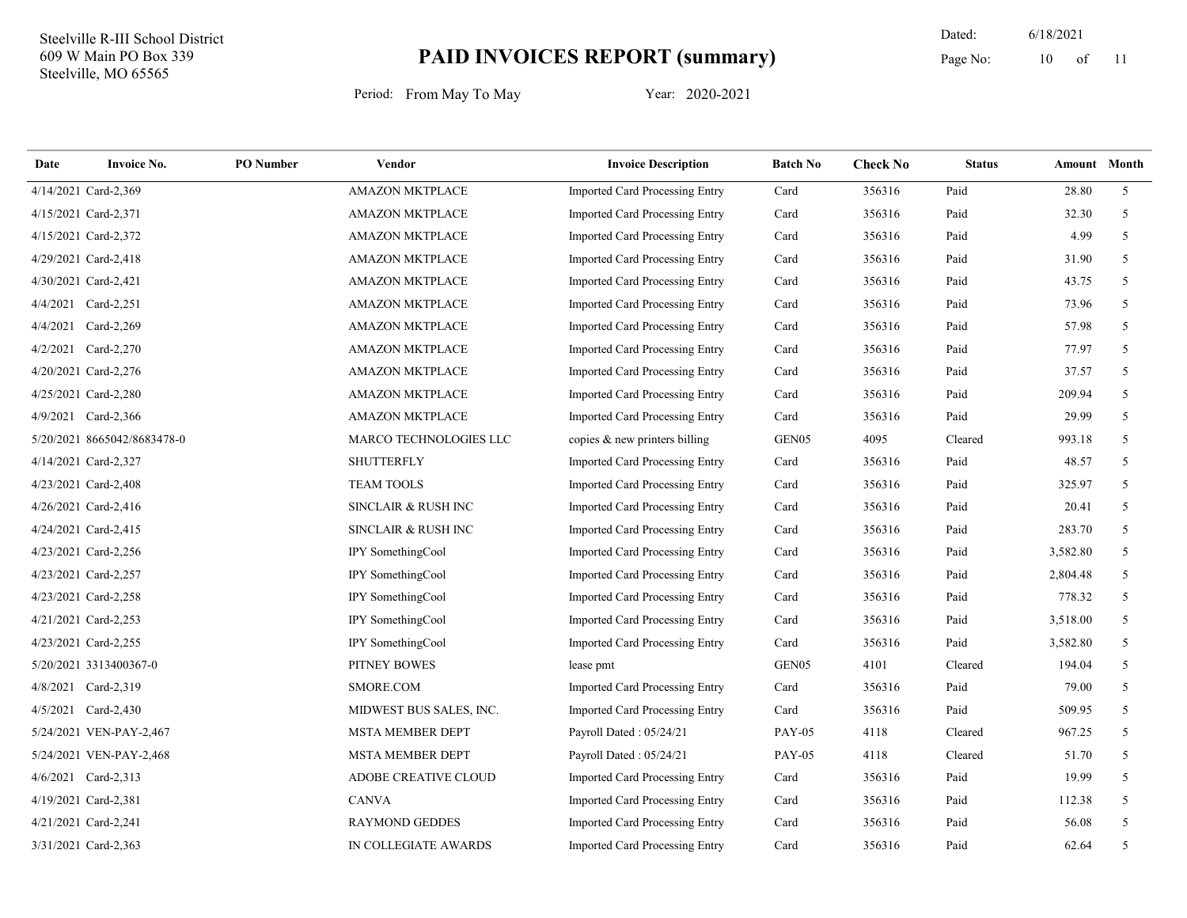Steelville R-III School District
609 W Main PO Box 339
Steelville, MO 65565

# PAID INVOICES REPORT (summary)

Dated: 6/18/2021

Period: From May To May    Year: 2020-2021

| Date | Invoice No. | PO Number | Vendor | Invoice Description | Batch No | Check No | Status | Amount | Month |
|---|---|---|---|---|---|---|---|---|---|
| 4/14/2021 | Card-2,369 | | AMAZON MKTPLACE | Imported Card Processing Entry | Card | 356316 | Paid | 28.80 | 5 |
| 4/15/2021 | Card-2,371 | | AMAZON MKTPLACE | Imported Card Processing Entry | Card | 356316 | Paid | 32.30 | 5 |
| 4/15/2021 | Card-2,372 | | AMAZON MKTPLACE | Imported Card Processing Entry | Card | 356316 | Paid | 4.99 | 5 |
| 4/29/2021 | Card-2,418 | | AMAZON MKTPLACE | Imported Card Processing Entry | Card | 356316 | Paid | 31.90 | 5 |
| 4/30/2021 | Card-2,421 | | AMAZON MKTPLACE | Imported Card Processing Entry | Card | 356316 | Paid | 43.75 | 5 |
| 4/4/2021 | Card-2,251 | | AMAZON MKTPLACE | Imported Card Processing Entry | Card | 356316 | Paid | 73.96 | 5 |
| 4/4/2021 | Card-2,269 | | AMAZON MKTPLACE | Imported Card Processing Entry | Card | 356316 | Paid | 57.98 | 5 |
| 4/2/2021 | Card-2,270 | | AMAZON MKTPLACE | Imported Card Processing Entry | Card | 356316 | Paid | 77.97 | 5 |
| 4/20/2021 | Card-2,276 | | AMAZON MKTPLACE | Imported Card Processing Entry | Card | 356316 | Paid | 37.57 | 5 |
| 4/25/2021 | Card-2,280 | | AMAZON MKTPLACE | Imported Card Processing Entry | Card | 356316 | Paid | 209.94 | 5 |
| 4/9/2021 | Card-2,366 | | AMAZON MKTPLACE | Imported Card Processing Entry | Card | 356316 | Paid | 29.99 | 5 |
| 5/20/2021 | 8665042/8683478-0 | | MARCO TECHNOLOGIES LLC | copies & new printers billing | GEN05 | 4095 | Cleared | 993.18 | 5 |
| 4/14/2021 | Card-2,327 | | SHUTTERFLY | Imported Card Processing Entry | Card | 356316 | Paid | 48.57 | 5 |
| 4/23/2021 | Card-2,408 | | TEAM TOOLS | Imported Card Processing Entry | Card | 356316 | Paid | 325.97 | 5 |
| 4/26/2021 | Card-2,416 | | SINCLAIR & RUSH INC | Imported Card Processing Entry | Card | 356316 | Paid | 20.41 | 5 |
| 4/24/2021 | Card-2,415 | | SINCLAIR & RUSH INC | Imported Card Processing Entry | Card | 356316 | Paid | 283.70 | 5 |
| 4/23/2021 | Card-2,256 | | IPY SomethingCool | Imported Card Processing Entry | Card | 356316 | Paid | 3,582.80 | 5 |
| 4/23/2021 | Card-2,257 | | IPY SomethingCool | Imported Card Processing Entry | Card | 356316 | Paid | 2,804.48 | 5 |
| 4/23/2021 | Card-2,258 | | IPY SomethingCool | Imported Card Processing Entry | Card | 356316 | Paid | 778.32 | 5 |
| 4/21/2021 | Card-2,253 | | IPY SomethingCool | Imported Card Processing Entry | Card | 356316 | Paid | 3,518.00 | 5 |
| 4/23/2021 | Card-2,255 | | IPY SomethingCool | Imported Card Processing Entry | Card | 356316 | Paid | 3,582.80 | 5 |
| 5/20/2021 | 3313400367-0 | | PITNEY BOWES | lease pmt | GEN05 | 4101 | Cleared | 194.04 | 5 |
| 4/8/2021 | Card-2,319 | | SMORE.COM | Imported Card Processing Entry | Card | 356316 | Paid | 79.00 | 5 |
| 4/5/2021 | Card-2,430 | | MIDWEST BUS SALES, INC. | Imported Card Processing Entry | Card | 356316 | Paid | 509.95 | 5 |
| 5/24/2021 | VEN-PAY-2,467 | | MSTA MEMBER DEPT | Payroll Dated : 05/24/21 | PAY-05 | 4118 | Cleared | 967.25 | 5 |
| 5/24/2021 | VEN-PAY-2,468 | | MSTA MEMBER DEPT | Payroll Dated : 05/24/21 | PAY-05 | 4118 | Cleared | 51.70 | 5 |
| 4/6/2021 | Card-2,313 | | ADOBE CREATIVE CLOUD | Imported Card Processing Entry | Card | 356316 | Paid | 19.99 | 5 |
| 4/19/2021 | Card-2,381 | | CANVA | Imported Card Processing Entry | Card | 356316 | Paid | 112.38 | 5 |
| 4/21/2021 | Card-2,241 | | RAYMOND GEDDES | Imported Card Processing Entry | Card | 356316 | Paid | 56.08 | 5 |
| 3/31/2021 | Card-2,363 | | IN COLLEGIATE AWARDS | Imported Card Processing Entry | Card | 356316 | Paid | 62.64 | 5 |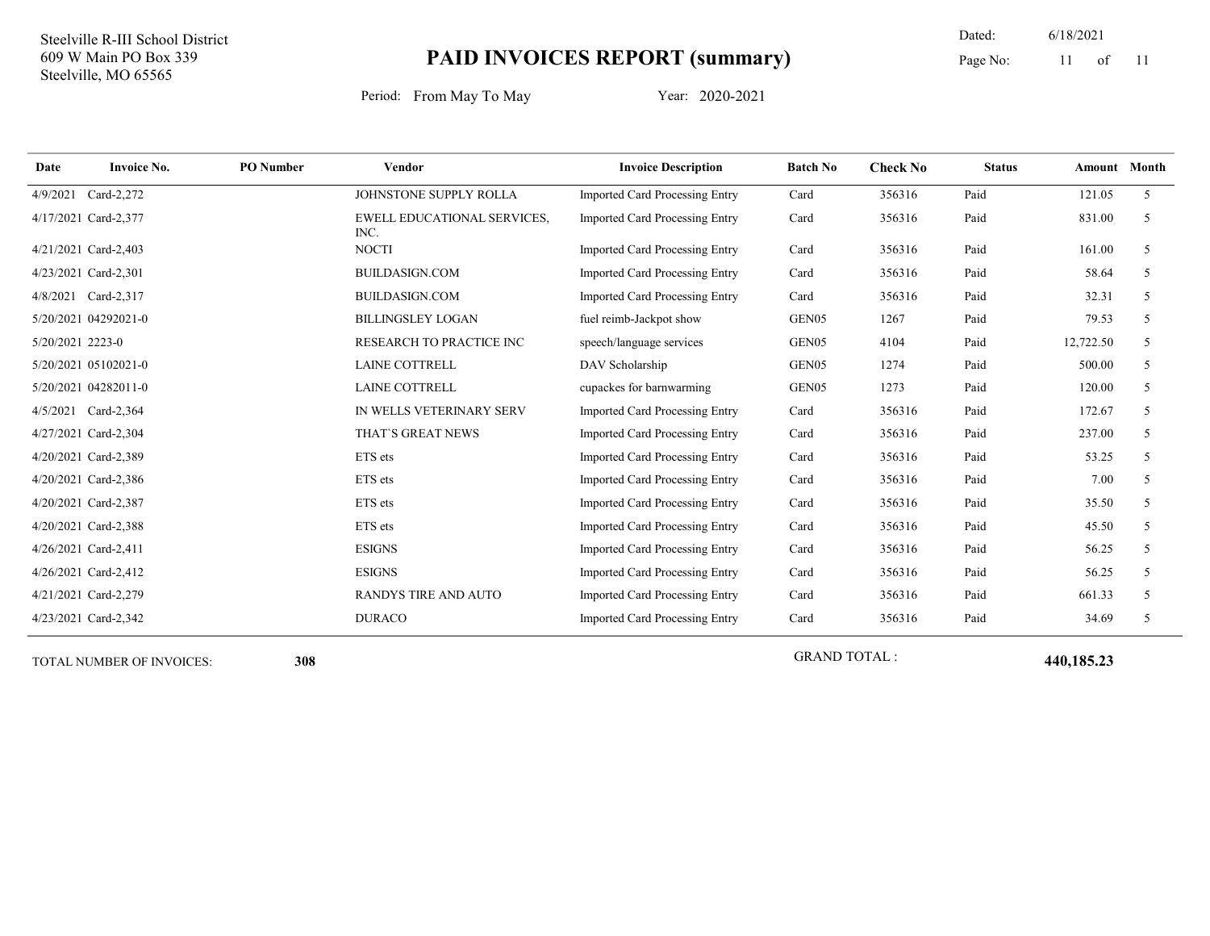Steelville R-III School District
609 W Main PO Box 339
Steelville, MO 65565

# PAID INVOICES REPORT (summary)

Dated: 6/18/2021

Period: From May To May Year: 2020-2021

| Date | Invoice No. | PO Number | Vendor | Invoice Description | Batch No | Check No | Status | Amount | Month |
|---|---|---|---|---|---|---|---|---|---|
| 4/9/2021 | Card-2,272 | | JOHNSTONE SUPPLY ROLLA | Imported Card Processing Entry | Card | 356316 | Paid | 121.05 | 5 |
| 4/17/2021 | Card-2,377 | | EWELL EDUCATIONAL SERVICES, INC. | Imported Card Processing Entry | Card | 356316 | Paid | 831.00 | 5 |
| 4/21/2021 | Card-2,403 | | NOCTI | Imported Card Processing Entry | Card | 356316 | Paid | 161.00 | 5 |
| 4/23/2021 | Card-2,301 | | BUILDASIGN.COM | Imported Card Processing Entry | Card | 356316 | Paid | 58.64 | 5 |
| 4/8/2021 | Card-2,317 | | BUILDASIGN.COM | Imported Card Processing Entry | Card | 356316 | Paid | 32.31 | 5 |
| 5/20/2021 | 04292021-0 | | BILLINGSLEY LOGAN | fuel reimb-Jackpot show | GEN05 | 1267 | Paid | 79.53 | 5 |
| 5/20/2021 | 2223-0 | | RESEARCH TO PRACTICE INC | speech/language services | GEN05 | 4104 | Paid | 12,722.50 | 5 |
| 5/20/2021 | 05102021-0 | | LAINE COTTRELL | DAV Scholarship | GEN05 | 1274 | Paid | 500.00 | 5 |
| 5/20/2021 | 04282011-0 | | LAINE COTTRELL | cupackes for barnwarming | GEN05 | 1273 | Paid | 120.00 | 5 |
| 4/5/2021 | Card-2,364 | | IN WELLS VETERINARY SERV | Imported Card Processing Entry | Card | 356316 | Paid | 172.67 | 5 |
| 4/27/2021 | Card-2,304 | | THAT`S GREAT NEWS | Imported Card Processing Entry | Card | 356316 | Paid | 237.00 | 5 |
| 4/20/2021 | Card-2,389 | | ETS ets | Imported Card Processing Entry | Card | 356316 | Paid | 53.25 | 5 |
| 4/20/2021 | Card-2,386 | | ETS ets | Imported Card Processing Entry | Card | 356316 | Paid | 7.00 | 5 |
| 4/20/2021 | Card-2,387 | | ETS ets | Imported Card Processing Entry | Card | 356316 | Paid | 35.50 | 5 |
| 4/20/2021 | Card-2,388 | | ETS ets | Imported Card Processing Entry | Card | 356316 | Paid | 45.50 | 5 |
| 4/26/2021 | Card-2,411 | | ESIGNS | Imported Card Processing Entry | Card | 356316 | Paid | 56.25 | 5 |
| 4/26/2021 | Card-2,412 | | ESIGNS | Imported Card Processing Entry | Card | 356316 | Paid | 56.25 | 5 |
| 4/21/2021 | Card-2,279 | | RANDYS TIRE AND AUTO | Imported Card Processing Entry | Card | 356316 | Paid | 661.33 | 5 |
| 4/23/2021 | Card-2,342 | | DURACO | Imported Card Processing Entry | Card | 356316 | Paid | 34.69 | 5 |

TOTAL NUMBER OF INVOICES: **308**

GRAND TOTAL : **440,185.23**